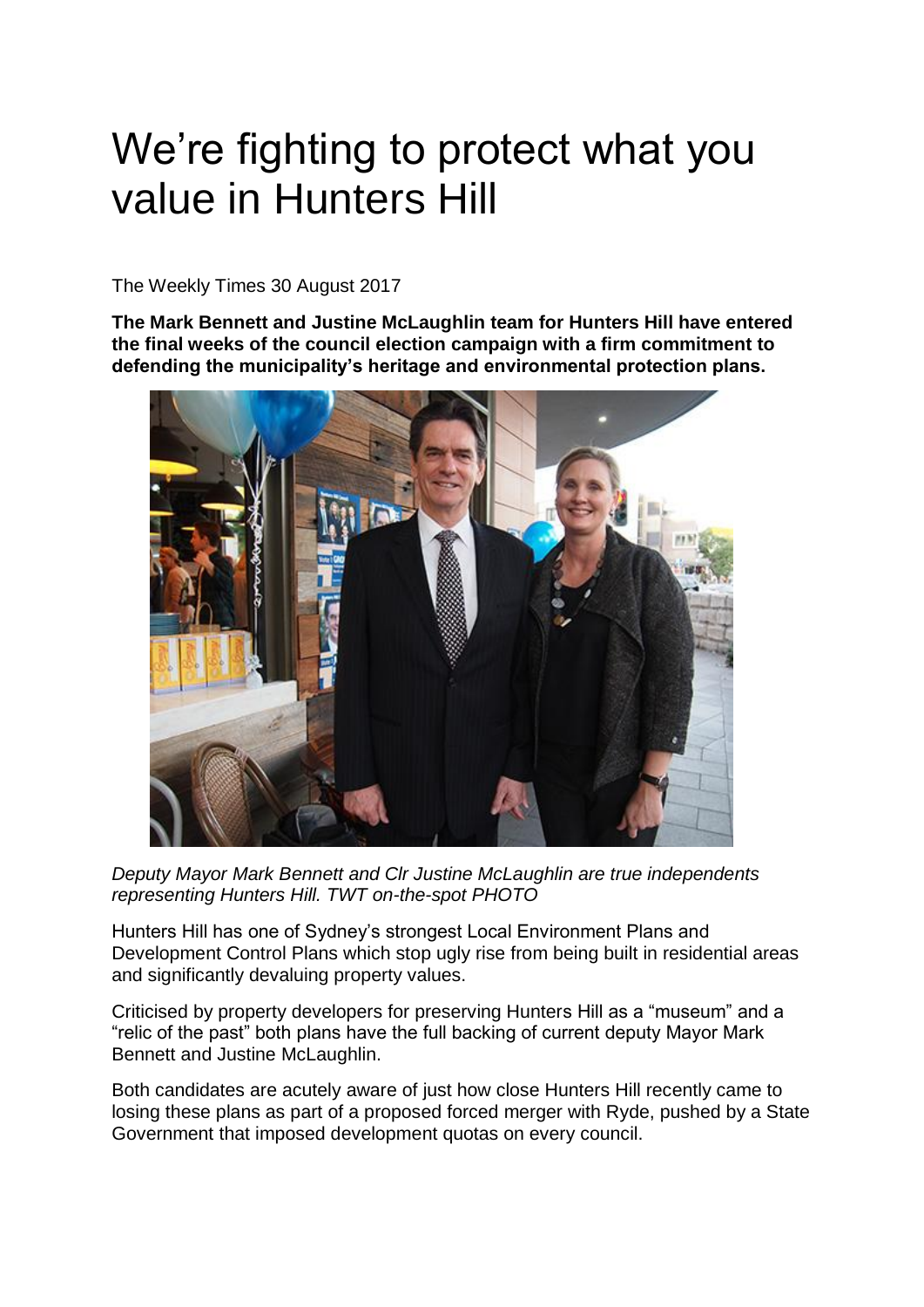# We're fighting to protect what you value in Hunters Hill

The Weekly Times 30 August 2017

**The Mark Bennett and Justine McLaughlin team for Hunters Hill have entered the final weeks of the council election campaign with a firm commitment to defending the municipality's heritage and environmental protection plans.**

*Deputy Mayor Mark Bennett and Clr Justine McLaughlin are true independents representing Hunters Hill. TWT on-the-spot PHOTO*

Hunters Hill has one of Sydney's strongest Local Environment Plans and Development Control Plans which stop ugly rise from being built in residential areas and significantly devaluing property values.

Criticised by property developers for preserving Hunters Hill as a "museum" and a "relic of the past" both plans have the full backing of current deputy Mayor Mark Bennett and Justine McLaughlin.

Both candidates are acutely aware of just how close Hunters Hill recently came to losing these plans as part of a proposed forced merger with Ryde, pushed by a State Government that imposed development quotas on every council.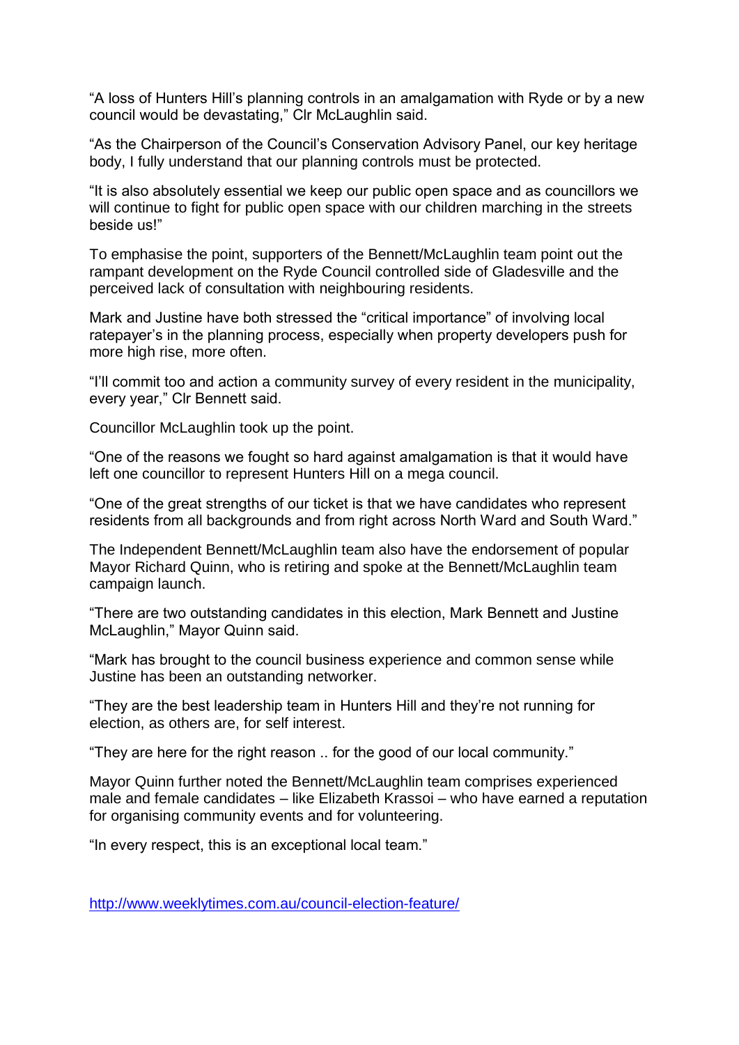"A loss of Hunters Hill's planning controls in an amalgamation with Ryde or by a new council would be devastating," Clr McLaughlin said.

"As the Chairperson of the Council's Conservation Advisory Panel, our key heritage body, I fully understand that our planning controls must be protected.

"It is also absolutely essential we keep our public open space and as councillors we will continue to fight for public open space with our children marching in the streets beside us!"

To emphasise the point, supporters of the Bennett/McLaughlin team point out the rampant development on the Ryde Council controlled side of Gladesville and the perceived lack of consultation with neighbouring residents.

Mark and Justine have both stressed the "critical importance" of involving local ratepayer's in the planning process, especially when property developers push for more high rise, more often.

"I'll commit too and action a community survey of every resident in the municipality, every year," Clr Bennett said.

Councillor McLaughlin took up the point.

"One of the reasons we fought so hard against amalgamation is that it would have left one councillor to represent Hunters Hill on a mega council.

"One of the great strengths of our ticket is that we have candidates who represent residents from all backgrounds and from right across North Ward and South Ward."

The Independent Bennett/McLaughlin team also have the endorsement of popular Mayor Richard Quinn, who is retiring and spoke at the Bennett/McLaughlin team campaign launch.

"There are two outstanding candidates in this election, Mark Bennett and Justine McLaughlin," Mayor Quinn said.

"Mark has brought to the council business experience and common sense while Justine has been an outstanding networker.

"They are the best leadership team in Hunters Hill and they're not running for election, as others are, for self interest.

"They are here for the right reason .. for the good of our local community."

Mayor Quinn further noted the Bennett/McLaughlin team comprises experienced male and female candidates – like Elizabeth Krassoi – who have earned a reputation for organising community events and for volunteering.

"In every respect, this is an exceptional local team."

http://www.weeklytimes.com.au/council-election-feature/